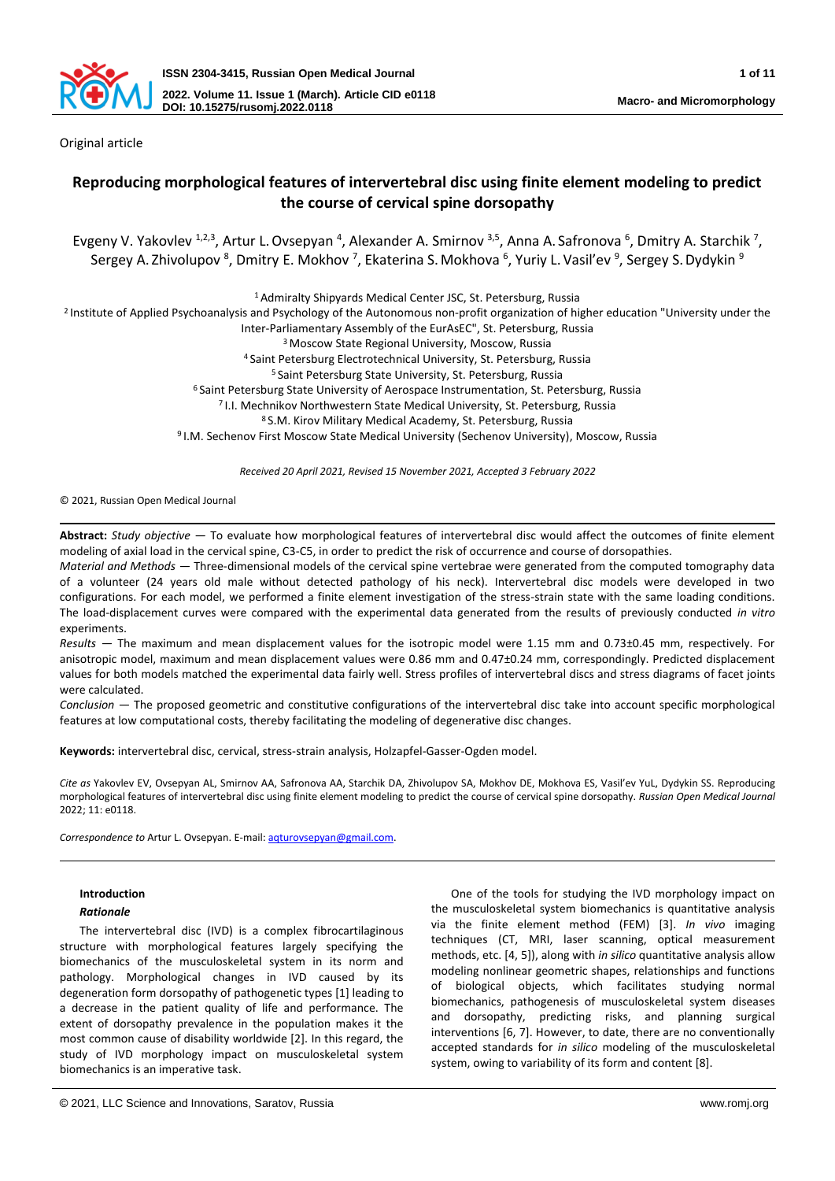Original article

# Reproducing morphological features of intervertebral disc using finite element modeling to predict the course of cervical spine dorsopathy

Evgeny V. Yakovlev [1,2,3], Artur L. Ovsepyan [4], Alexander A. Smirnov [3,5], Anna A. Safronova [6], Dmitry A. Starchik [7], Sergey A. Zhivolupov [8], Dmitry E. Mokhov [7], Ekaterina S. Mokhova [6], Yuriy L. Vasil'ev [9], Sergey S. Dydykin [9]

[1] Admiralty Shipyards Medical Center JSC, St. Petersburg, Russia
[2] Institute of Applied Psychoanalysis and Psychology of the Autonomous non-profit organization of higher education "University under the Inter-Parliamentary Assembly of the EurAsEC", St. Petersburg, Russia
[3] Moscow State Regional University, Moscow, Russia
[4] Saint Petersburg Electrotechnical University, St. Petersburg, Russia
[5] Saint Petersburg State University, St. Petersburg, Russia
[6] Saint Petersburg State University of Aerospace Instrumentation, St. Petersburg, Russia
[7] I.I. Mechnikov Northwestern State Medical University, St. Petersburg, Russia
[8] S.M. Kirov Military Medical Academy, St. Petersburg, Russia
[9] I.M. Sechenov First Moscow State Medical University (Sechenov University), Moscow, Russia

*Received 20 April 2021, Revised 15 November 2021, Accepted 3 February 2022*

© 2021, Russian Open Medical Journal

**Abstract:** *Study objective* — To evaluate how morphological features of intervertebral disc would affect the outcomes of finite element modeling of axial load in the cervical spine, C3-C5, in order to predict the risk of occurrence and course of dorsopathies.

*Material and Methods* — Three-dimensional models of the cervical spine vertebrae were generated from the computed tomography data of a volunteer (24 years old male without detected pathology of his neck). Intervertebral disc models were developed in two configurations. For each model, we performed a finite element investigation of the stress-strain state with the same loading conditions. The load-displacement curves were compared with the experimental data generated from the results of previously conducted *in vitro* experiments.

*Results* — The maximum and mean displacement values for the isotropic model were 1.15 mm and 0.73±0.45 mm, respectively. For anisotropic model, maximum and mean displacement values were 0.86 mm and 0.47±0.24 mm, correspondingly. Predicted displacement values for both models matched the experimental data fairly well. Stress profiles of intervertebral discs and stress diagrams of facet joints were calculated.

*Conclusion* — The proposed geometric and constitutive configurations of the intervertebral disc take into account specific morphological features at low computational costs, thereby facilitating the modeling of degenerative disc changes.

**Keywords:** intervertebral disc, cervical, stress-strain analysis, Holzapfel-Gasser-Ogden model.

*Cite as* Yakovlev EV, Ovsepyan AL, Smirnov AA, Safronova AA, Starchik DA, Zhivolupov SA, Mokhov DE, Mokhova ES, Vasil'ev YuL, Dydykin SS. Reproducing morphological features of intervertebral disc using finite element modeling to predict the course of cervical spine dorsopathy. *Russian Open Medical Journal* 2022; 11: e0118.

*Correspondence to* Artur L. Ovsepyan. E-mail: aqturovsepyan@gmail.com.

## Introduction

### *Rationale*

The intervertebral disc (IVD) is a complex fibrocartilaginous structure with morphological features largely specifying the biomechanics of the musculoskeletal system in its norm and pathology. Morphological changes in IVD caused by its degeneration form dorsopathy of pathogenetic types [1] leading to a decrease in the patient quality of life and performance. The extent of dorsopathy prevalence in the population makes it the most common cause of disability worldwide [2]. In this regard, the study of IVD morphology impact on musculoskeletal system biomechanics is an imperative task.

One of the tools for studying the IVD morphology impact on the musculoskeletal system biomechanics is quantitative analysis via the finite element method (FEM) [3]. *In vivo* imaging techniques (CT, MRI, laser scanning, optical measurement methods, etc. [4, 5]), along with *in silico* quantitative analysis allow modeling nonlinear geometric shapes, relationships and functions of biological objects, which facilitates studying normal biomechanics, pathogenesis of musculoskeletal system diseases and dorsopathy, predicting risks, and planning surgical interventions [6, 7]. However, to date, there are no conventionally accepted standards for *in silico* modeling of the musculoskeletal system, owing to variability of its form and content [8].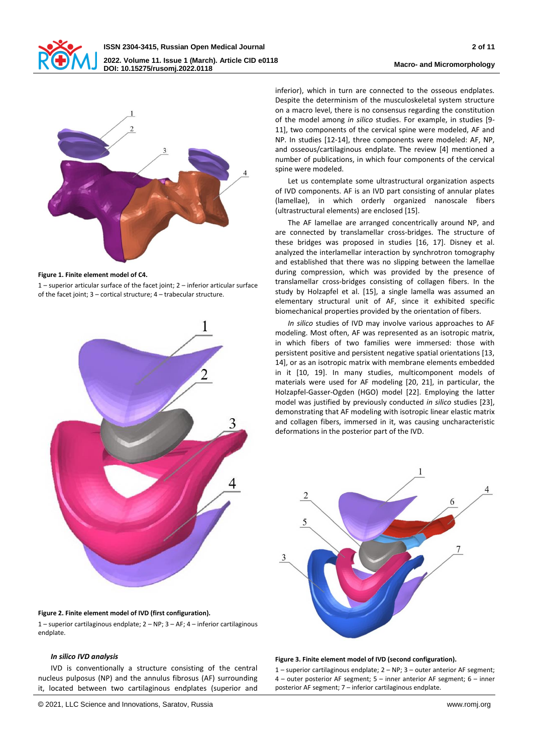**Figure 1. Finite element model of C4.**

1 – superior articular surface of the facet joint; 2 – inferior articular surface of the facet joint; 3 – cortical structure; 4 – trabecular structure.

**Figure 2. Finite element model of IVD (first configuration).**

1 – superior cartilaginous endplate; 2 – NP; 3 – AF; 4 – inferior cartilaginous endplate.

### *In silico IVD analysis*

IVD is conventionally a structure consisting of the central nucleus pulposus (NP) and the annulus fibrosus (AF) surrounding it, located between two cartilaginous endplates (superior and inferior), which in turn are connected to the osseous endplates. Despite the determinism of the musculoskeletal system structure on a macro level, there is no consensus regarding the constitution of the model among *in silico* studies. For example, in studies [9-11], two components of the cervical spine were modeled, AF and NP. In studies [12-14], three components were modeled: AF, NP, and osseous/cartilaginous endplate. The review [4] mentioned a number of publications, in which four components of the cervical spine were modeled.

Let us contemplate some ultrastructural organization aspects of IVD components. AF is an IVD part consisting of annular plates (lamellae), in which orderly organized nanoscale fibers (ultrastructural elements) are enclosed [15].

The AF lamellae are arranged concentrically around NP, and are connected by translamellar cross-bridges. The structure of these bridges was proposed in studies [16, 17]. Disney et al. analyzed the interlamellar interaction by synchrotron tomography and established that there was no slipping between the lamellae during compression, which was provided by the presence of translamellar cross-bridges consisting of collagen fibers. In the study by Holzapfel et al. [15], a single lamella was assumed an elementary structural unit of AF, since it exhibited specific biomechanical properties provided by the orientation of fibers.

*In silico* studies of IVD may involve various approaches to AF modeling. Most often, AF was represented as an isotropic matrix, in which fibers of two families were immersed: those with persistent positive and persistent negative spatial orientations [13, 14], or as an isotropic matrix with membrane elements embedded in it [10, 19]. In many studies, multicomponent models of materials were used for AF modeling [20, 21], in particular, the Holzapfel-Gasser-Ogden (HGO) model [22]. Employing the latter model was justified by previously conducted *in silico* studies [23], demonstrating that AF modeling with isotropic linear elastic matrix and collagen fibers, immersed in it, was causing uncharacteristic deformations in the posterior part of the IVD.

**Figure 3. Finite element model of IVD (second configuration).**

1 – superior cartilaginous endplate; 2 – NP; 3 – outer anterior AF segment; 4 – outer posterior AF segment; 5 – inner anterior AF segment; 6 – inner posterior AF segment; 7 – inferior cartilaginous endplate.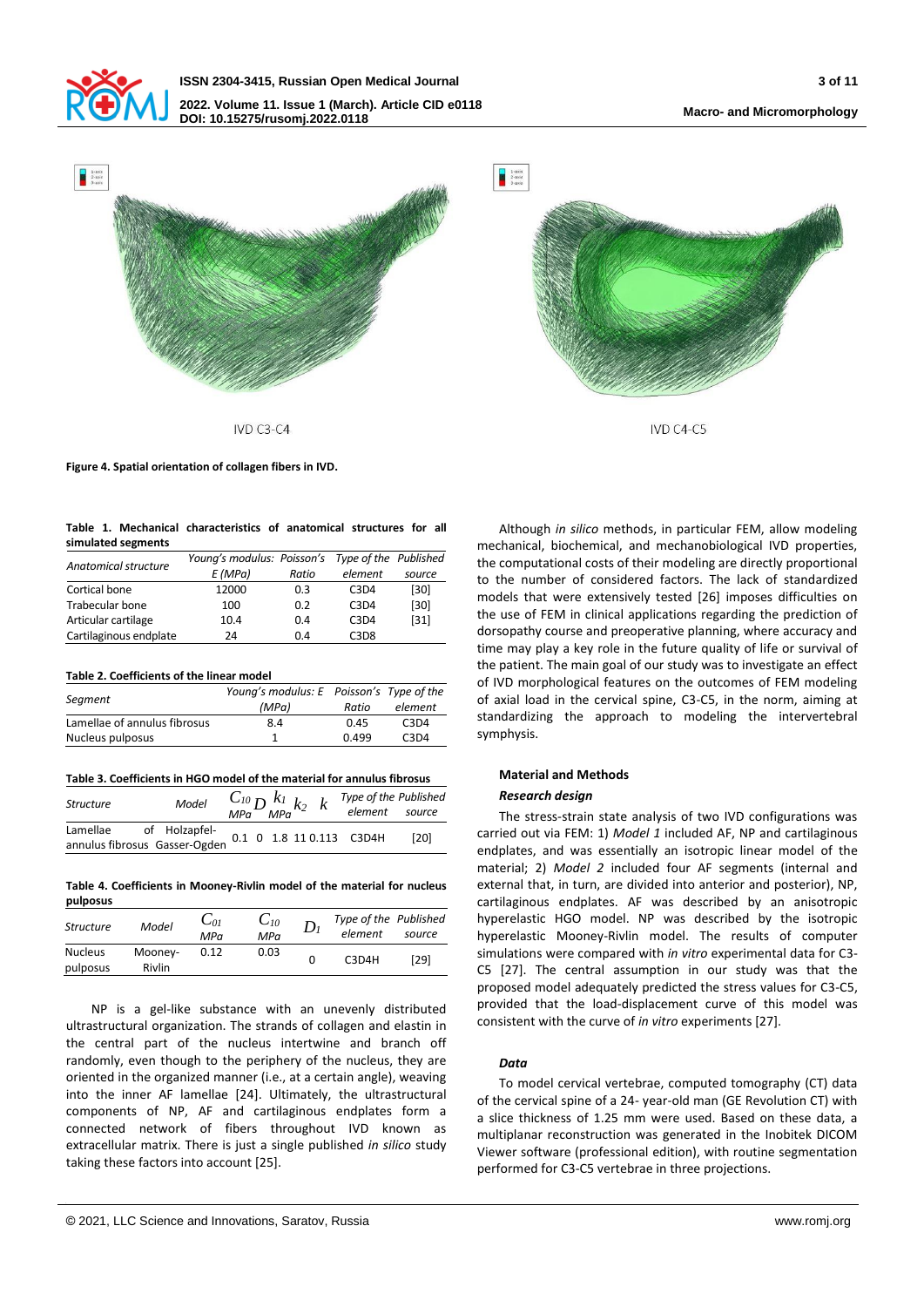IVD C3-C4

IVD C4-C5

**Figure 4. Spatial orientation of collagen fibers in IVD.**

**Table 1. Mechanical characteristics of anatomical structures for all simulated segments**

| Anatomical structure | Young's modulus: E (MPa) | Poisson's Ratio | Type of the element | Published source |
|---|---|---|---|---|
| Cortical bone | 12000 | 0.3 | C3D4 | [30] |
| Trabecular bone | 100 | 0.2 | C3D4 | [30] |
| Articular cartilage | 10.4 | 0.4 | C3D4 | [31] |
| Cartilaginous endplate | 24 | 0.4 | C3D8 | |

**Table 2. Coefficients of the linear model**

| Segment | Young's modulus: E (MPa) | Poisson's Ratio | Type of the element |
|---|---|---|---|
| Lamellae of annulus fibrosus | 8.4 | 0.45 | C3D4 |
| Nucleus pulposus | 1 | 0.499 | C3D4 |

**Table 3. Coefficients in HGO model of the material for annulus fibrosus**

| Structure | Model | $C_{10}$ MPa | $D$ | $k_1$ MPa | $k_2$ | $k$ | Type of the element | Published source |
|---|---|---|---|---|---|---|---|---|
| Lamellae of annulus fibrosus | Holzapfel-Gasser-Ogden | 0.1 | 0 | 1.8 | 11 | 0.113 | C3D4H | [20] |

**Table 4. Coefficients in Mooney-Rivlin model of the material for nucleus pulposus**

| Structure | Model | $C_{01}$ MPa | $C_{10}$ MPa | $D_1$ | Type of the element | Published source |
|---|---|---|---|---|---|---|
| Nucleus pulposus | Mooney-Rivlin | 0.12 | 0.03 | 0 | C3D4H | [29] |

NP is a gel-like substance with an unevenly distributed ultrastructural organization. The strands of collagen and elastin in the central part of the nucleus intertwine and branch off randomly, even though to the periphery of the nucleus, they are oriented in the organized manner (i.e., at a certain angle), weaving into the inner AF lamellae [24]. Ultimately, the ultrastructural components of NP, AF and cartilaginous endplates form a connected network of fibers throughout IVD known as extracellular matrix. There is just a single published *in silico* study taking these factors into account [25].

Although *in silico* methods, in particular FEM, allow modeling mechanical, biochemical, and mechanobiological IVD properties, the computational costs of their modeling are directly proportional to the number of considered factors. The lack of standardized models that were extensively tested [26] imposes difficulties on the use of FEM in clinical applications regarding the prediction of dorsopathy course and preoperative planning, where accuracy and time may play a key role in the future quality of life or survival of the patient. The main goal of our study was to investigate an effect of IVD morphological features on the outcomes of FEM modeling of axial load in the cervical spine, C3-C5, in the norm, aiming at standardizing the approach to modeling the intervertebral symphysis.

## Material and Methods

### *Research design*

The stress-strain state analysis of two IVD configurations was carried out via FEM: 1) *Model 1* included AF, NP and cartilaginous endplates, and was essentially an isotropic linear model of the material; 2) *Model 2* included four AF segments (internal and external that, in turn, are divided into anterior and posterior), NP, cartilaginous endplates. AF was described by an anisotropic hyperelastic HGO model. NP was described by the isotropic hyperelastic Mooney-Rivlin model. The results of computer simulations were compared with *in vitro* experimental data for C3-C5 [27]. The central assumption in our study was that the proposed model adequately predicted the stress values for C3-C5, provided that the load-displacement curve of this model was consistent with the curve of *in vitro* experiments [27].

### *Data*

To model cervical vertebrae, computed tomography (CT) data of the cervical spine of a 24- year-old man (GE Revolution CT) with a slice thickness of 1.25 mm were used. Based on these data, a multiplanar reconstruction was generated in the Inobitek DICOM Viewer software (professional edition), with routine segmentation performed for C3-C5 vertebrae in three projections.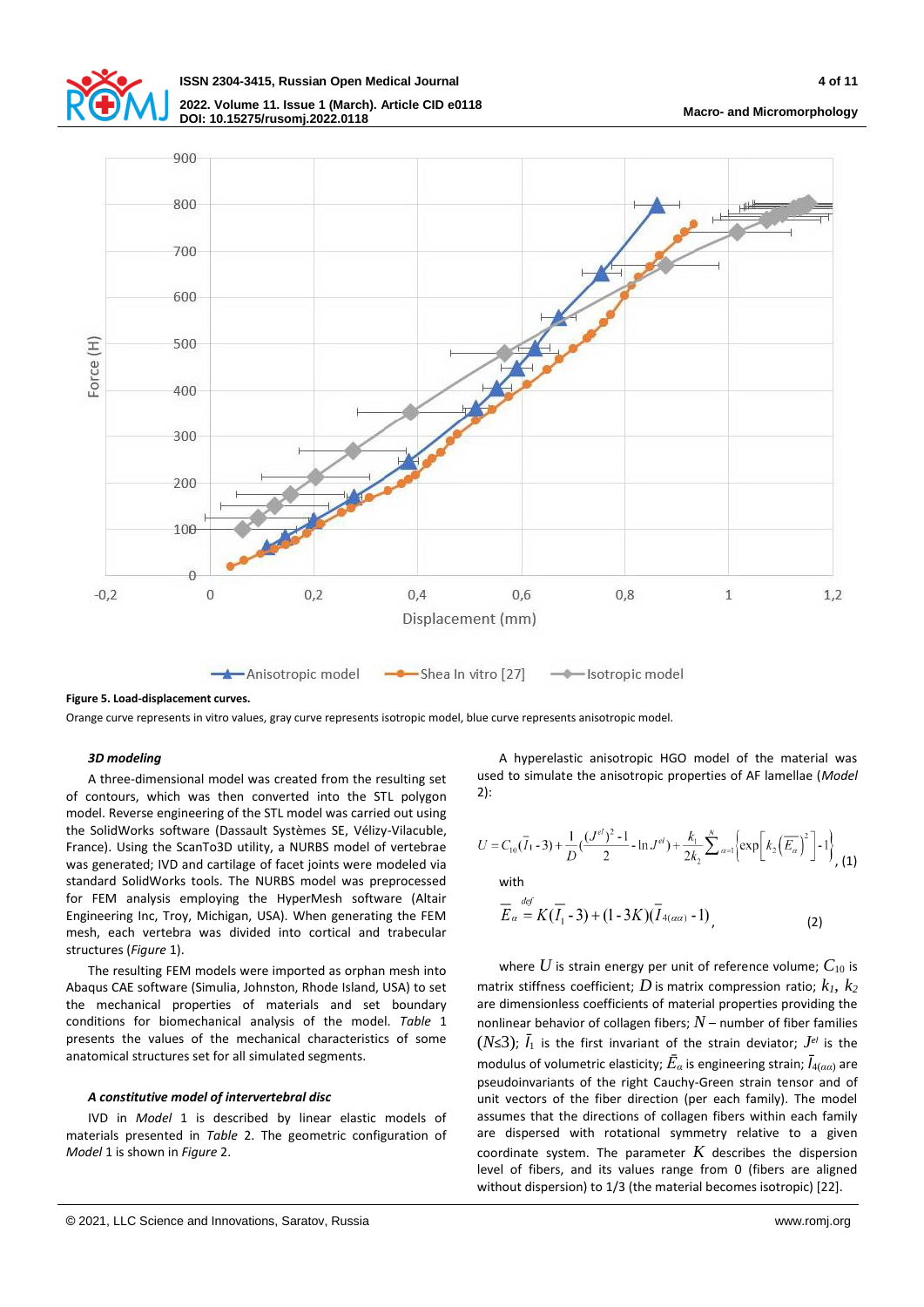**Figure 5. Load-displacement curves.**

Orange curve represents in vitro values, gray curve represents isotropic model, blue curve represents anisotropic model.

### *3D modeling*

A three-dimensional model was created from the resulting set of contours, which was then converted into the STL polygon model. Reverse engineering of the STL model was carried out using the SolidWorks software (Dassault Systèmes SE, Vélizy-Vilacuble, France). Using the ScanTo3D utility, a NURBS model of vertebrae was generated; IVD and cartilage of facet joints were modeled via standard SolidWorks tools. The NURBS model was preprocessed for FEM analysis employing the HyperMesh software (Altair Engineering Inc, Troy, Michigan, USA). When generating the FEM mesh, each vertebra was divided into cortical and trabecular structures (*Figure* 1).

The resulting FEM models were imported as orphan mesh into Abaqus CAE software (Simulia, Johnston, Rhode Island, USA) to set the mechanical properties of materials and set boundary conditions for biomechanical analysis of the model. *Table* 1 presents the values of the mechanical characteristics of some anatomical structures set for all simulated segments.

### *A constitutive model of intervertebral disc*

IVD in *Model* 1 is described by linear elastic models of materials presented in *Table* 2. The geometric configuration of *Model* 1 is shown in *Figure* 2.

A hyperelastic anisotropic HGO model of the material was used to simulate the anisotropic properties of AF lamellae (*Model* 2):

$$U = C_{10}(\bar{I}_1 - 3) + \frac{1}{D}\left(\frac{(J^{el})^2 - 1}{2} - \ln J^{el}\right) + \frac{k_1}{2k_2}\sum_{\alpha=1}^{N}\left\{\exp\left[k_2\left(\overline{E_\alpha}\right)^2\right] - 1\right\}, \quad (1)$$

with

$$\overline{E}_\alpha \stackrel{def}{=} K(\overline{I}_1 - 3) + (1 - 3K)(\overline{I}_{4(\alpha\alpha)} - 1), \quad (2)$$

where $U$ is strain energy per unit of reference volume; $C_{10}$ is matrix stiffness coefficient; $D$ is matrix compression ratio; $k_1$, $k_2$ are dimensionless coefficients of material properties providing the nonlinear behavior of collagen fibers; $N$ – number of fiber families ($N \leq 3$); $\bar{I}_1$ is the first invariant of the strain deviator; $J^{el}$ is the modulus of volumetric elasticity; $\bar{E}_\alpha$ is engineering strain; $\bar{I}_{4(\alpha\alpha)}$ are pseudoinvariants of the right Cauchy-Green strain tensor and of unit vectors of the fiber direction (per each family). The model assumes that the directions of collagen fibers within each family are dispersed with rotational symmetry relative to a given coordinate system. The parameter $K$ describes the dispersion level of fibers, and its values range from 0 (fibers are aligned without dispersion) to 1/3 (the material becomes isotropic) [22].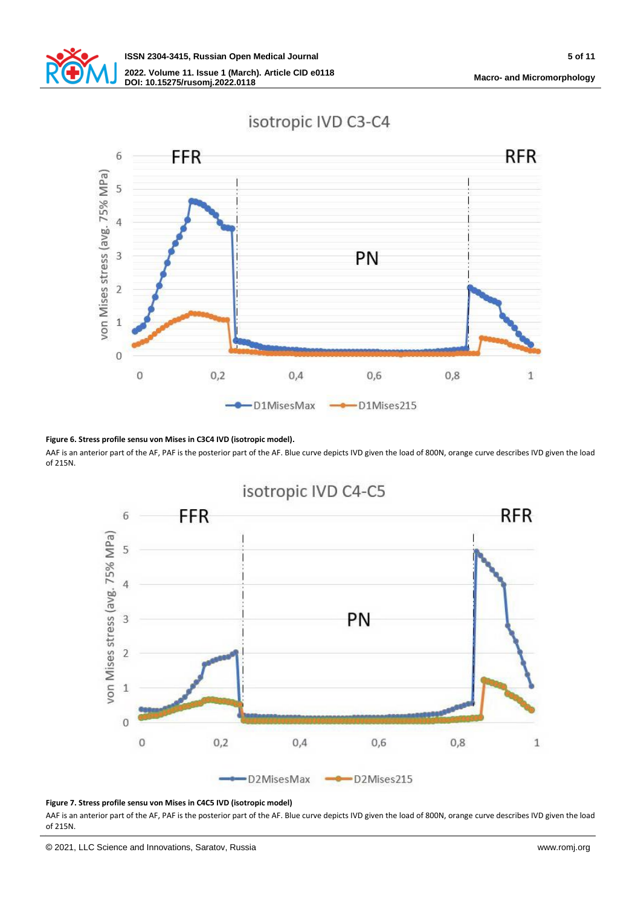**Figure 6. Stress profile sensu von Mises in C3C4 IVD (isotropic model).**

AAF is an anterior part of the AF, PAF is the posterior part of the AF. Blue curve depicts IVD given the load of 800N, orange curve describes IVD given the load of 215N.

**Figure 7. Stress profile sensu von Mises in C4C5 IVD (isotropic model)**

AAF is an anterior part of the AF, PAF is the posterior part of the AF. Blue curve depicts IVD given the load of 800N, orange curve describes IVD given the load of 215N.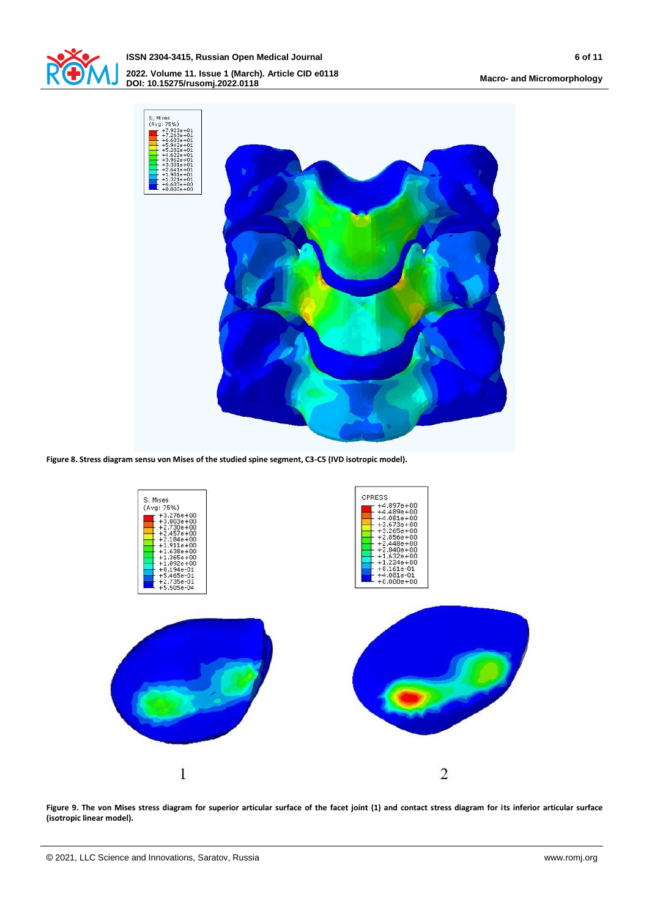Figure 8. Stress diagram sensu von Mises of the studied spine segment, C3-C5 (IVD isotropic model).

Figure 9. The von Mises stress diagram for superior articular surface of the facet joint (1) and contact stress diagram for its inferior articular surface (isotropic linear model).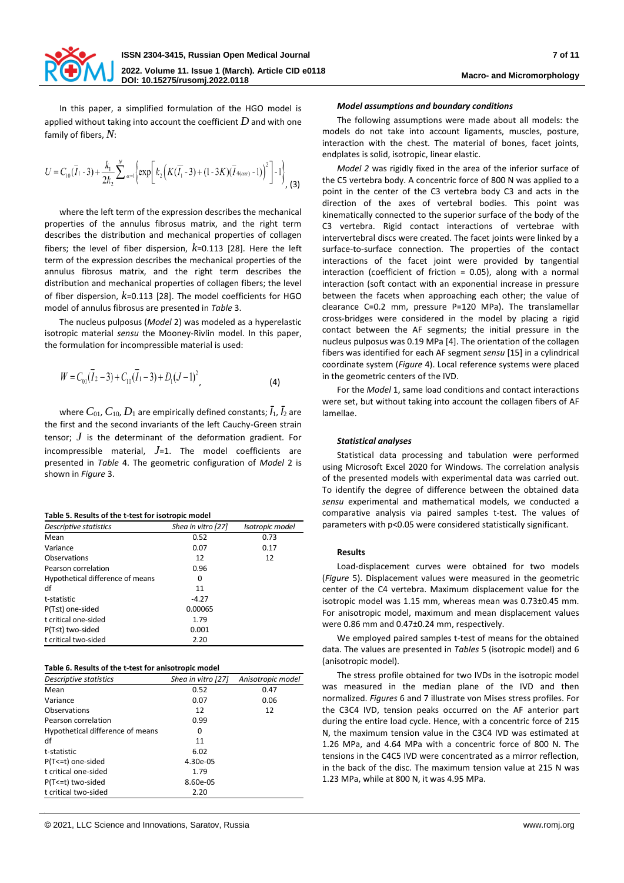In this paper, a simplified formulation of the HGO model is applied without taking into account the coefficient $D$ and with one family of fibers, $N$:

$$U = C_{10}(\bar{I}_1 - 3) + \frac{k_1}{2k_2}\sum_{\alpha=1}^{N}\left\{\exp\left[k_2\left(K(\bar{I}_1 - 3) + (1-3K)(\bar{I}_{4(\alpha\alpha)} - 1)\right)^2\right] - 1\right\}, \quad (3)$$

where the left term of the expression describes the mechanical properties of the annulus fibrosus matrix, and the right term describes the distribution and mechanical properties of collagen fibers; the level of fiber dispersion, $k$=0.113 [28]. Here the left term of the expression describes the mechanical properties of the annulus fibrosus matrix, and the right term describes the distribution and mechanical properties of collagen fibers; the level of fiber dispersion, $k$=0.113 [28]. The model coefficients for HGO model of annulus fibrosus are presented in *Table* 3.

The nucleus pulposus (*Model* 2) was modeled as a hyperelastic isotropic material *sensu* the Mooney-Rivlin model. In this paper, the formulation for incompressible material is used:

$$W = C_{01}(\bar{I}_2 - 3) + C_{10}(\bar{I}_1 - 3) + D_1(J-1)^2, \quad (4)$$

where $C_{01}$, $C_{10}$, $D_1$ are empirically defined constants; $\bar{I}_1$, $\bar{I}_2$ are the first and the second invariants of the left Cauchy-Green strain tensor; $J$ is the determinant of the deformation gradient. For incompressible material, $J$=1. The model coefficients are presented in *Table* 4. The geometric configuration of *Model* 2 is shown in *Figure* 3.

**Table 5. Results of the t-test for isotropic model**

| *Descriptive statistics* | *Shea in vitro [27]* | *Isotropic model* |
|---|---|---|
| Mean | 0.52 | 0.73 |
| Variance | 0.07 | 0.17 |
| Observations | 12 | 12 |
| Pearson correlation | 0.96 | |
| Hypothetical difference of means | 0 | |
| df | 11 | |
| t-statistic | -4.27 | |
| P(T≤t) one-sided | 0.00065 | |
| t critical one-sided | 1.79 | |
| P(T≤t) two-sided | 0.001 | |
| t critical two-sided | 2.20 | |

**Table 6. Results of the t-test for anisotropic model**

| *Descriptive statistics* | *Shea in vitro [27]* | *Anisotropic model* |
|---|---|---|
| Mean | 0.52 | 0.47 |
| Variance | 0.07 | 0.06 |
| Observations | 12 | 12 |
| Pearson correlation | 0.99 | |
| Hypothetical difference of means | 0 | |
| df | 11 | |
| t-statistic | 6.02 | |
| P(T<=t) one-sided | 4.30e-05 | |
| t critical one-sided | 1.79 | |
| P(T<=t) two-sided | 8.60e-05 | |
| t critical two-sided | 2.20 | |

### *Model assumptions and boundary conditions*

The following assumptions were made about all models: the models do not take into account ligaments, muscles, posture, interaction with the chest. The material of bones, facet joints, endplates is solid, isotropic, linear elastic.

*Model 2* was rigidly fixed in the area of the inferior surface of the C5 vertebra body. A concentric force of 800 N was applied to a point in the center of the C3 vertebra body C3 and acts in the direction of the axes of vertebral bodies. This point was kinematically connected to the superior surface of the body of the C3 vertebra. Rigid contact interactions of vertebrae with intervertebral discs were created. The facet joints were linked by a surface-to-surface connection. The properties of the contact interactions of the facet joint were provided by tangential interaction (coefficient of friction = 0.05), along with a normal interaction (soft contact with an exponential increase in pressure between the facets when approaching each other; the value of clearance C=0.2 mm, pressure P=120 MPa). The translamellar cross-bridges were considered in the model by placing a rigid contact between the AF segments; the initial pressure in the nucleus pulposus was 0.19 MPa [4]. The orientation of the collagen fibers was identified for each AF segment *sensu* [15] in a cylindrical coordinate system (*Figure* 4). Local reference systems were placed in the geometric centers of the IVD.

For the *Model* 1, same load conditions and contact interactions were set, but without taking into account the collagen fibers of AF lamellae.

### *Statistical analyses*

Statistical data processing and tabulation were performed using Microsoft Excel 2020 for Windows. The correlation analysis of the presented models with experimental data was carried out. To identify the degree of difference between the obtained data *sensu* experimental and mathematical models, we conducted a comparative analysis via paired samples t-test. The values of parameters with p<0.05 were considered statistically significant.

## Results

Load-displacement curves were obtained for two models (*Figure* 5). Displacement values were measured in the geometric center of the C4 vertebra. Maximum displacement value for the isotropic model was 1.15 mm, whereas mean was 0.73±0.45 mm. For anisotropic model, maximum and mean displacement values were 0.86 mm and 0.47±0.24 mm, respectively.

We employed paired samples t-test of means for the obtained data. The values are presented in *Tables* 5 (isotropic model) and 6 (anisotropic model).

The stress profile obtained for two IVDs in the isotropic model was measured in the median plane of the IVD and then normalized. *Figures* 6 and 7 illustrate von Mises stress profiles. For the C3C4 IVD, tension peaks occurred on the AF anterior part during the entire load cycle. Hence, with a concentric force of 215 N, the maximum tension value in the C3C4 IVD was estimated at 1.26 MPa, and 4.64 MPa with a concentric force of 800 N. The tensions in the C4C5 IVD were concentrated as a mirror reflection, in the back of the disc. The maximum tension value at 215 N was 1.23 MPa, while at 800 N, it was 4.95 MPa.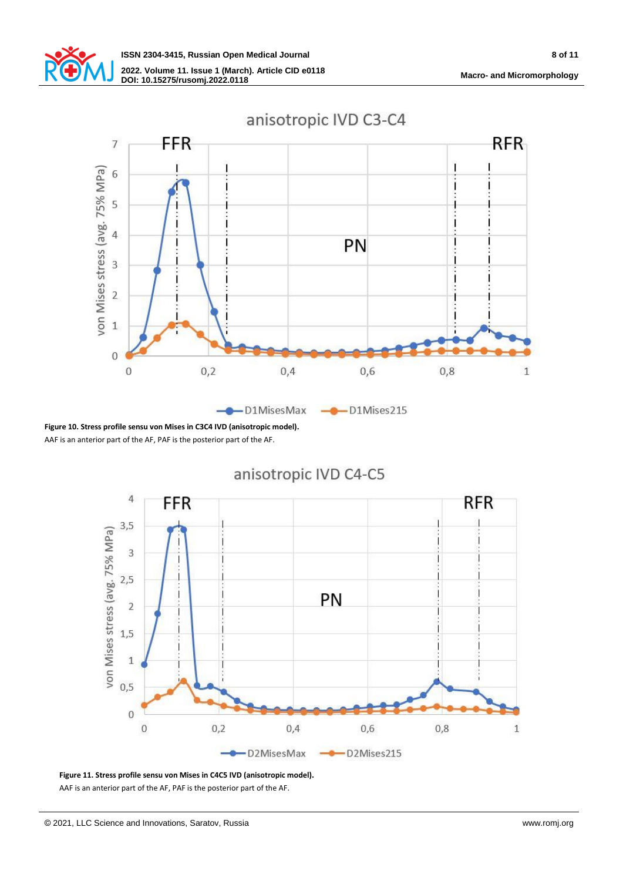**Figure 10. Stress profile sensu von Mises in C3C4 IVD (anisotropic model).**
AAF is an anterior part of the AF, PAF is the posterior part of the AF.

**Figure 11. Stress profile sensu von Mises in C4C5 IVD (anisotropic model).**
AAF is an anterior part of the AF, PAF is the posterior part of the AF.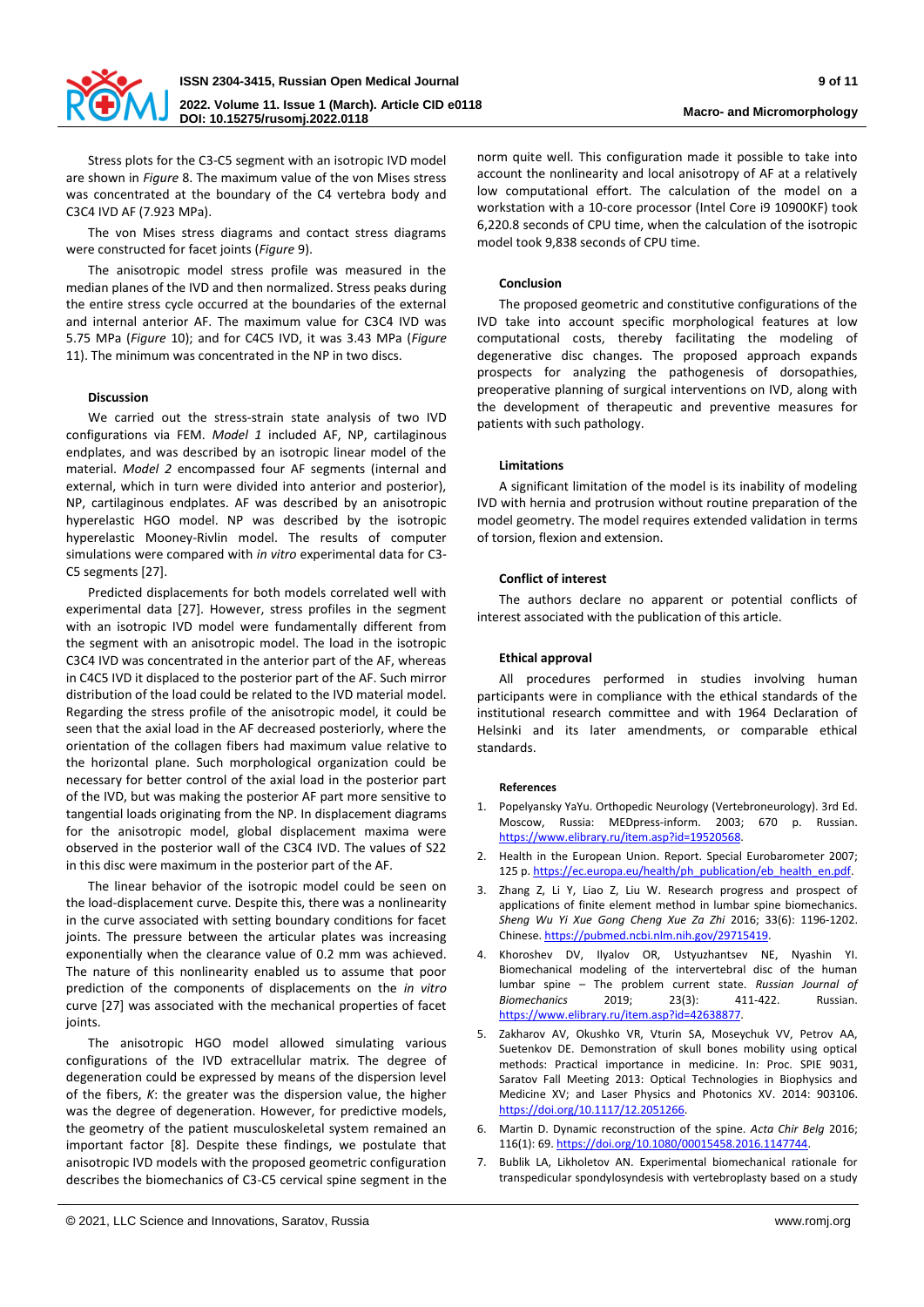Stress plots for the C3-C5 segment with an isotropic IVD model are shown in *Figure* 8. The maximum value of the von Mises stress was concentrated at the boundary of the C4 vertebra body and C3C4 IVD AF (7.923 MPa).

The von Mises stress diagrams and contact stress diagrams were constructed for facet joints (*Figure* 9).

The anisotropic model stress profile was measured in the median planes of the IVD and then normalized. Stress peaks during the entire stress cycle occurred at the boundaries of the external and internal anterior AF. The maximum value for C3C4 IVD was 5.75 MPa (*Figure* 10); and for C4C5 IVD, it was 3.43 MPa (*Figure* 11). The minimum was concentrated in the NP in two discs.

## Discussion

We carried out the stress-strain state analysis of two IVD configurations via FEM. *Model 1* included AF, NP, cartilaginous endplates, and was described by an isotropic linear model of the material. *Model 2* encompassed four AF segments (internal and external, which in turn were divided into anterior and posterior), NP, cartilaginous endplates. AF was described by an anisotropic hyperelastic HGO model. NP was described by the isotropic hyperelastic Mooney-Rivlin model. The results of computer simulations were compared with *in vitro* experimental data for C3-C5 segments [27].

Predicted displacements for both models correlated well with experimental data [27]. However, stress profiles in the segment with an isotropic IVD model were fundamentally different from the segment with an anisotropic model. The load in the isotropic C3C4 IVD was concentrated in the anterior part of the AF, whereas in C4C5 IVD it displaced to the posterior part of the AF. Such mirror distribution of the load could be related to the IVD material model. Regarding the stress profile of the anisotropic model, it could be seen that the axial load in the AF decreased posteriorly, where the orientation of the collagen fibers had maximum value relative to the horizontal plane. Such morphological organization could be necessary for better control of the axial load in the posterior part of the IVD, but was making the posterior AF part more sensitive to tangential loads originating from the NP. In displacement diagrams for the anisotropic model, global displacement maxima were observed in the posterior wall of the C3C4 IVD. The values of S22 in this disc were maximum in the posterior part of the AF.

The linear behavior of the isotropic model could be seen on the load-displacement curve. Despite this, there was a nonlinearity in the curve associated with setting boundary conditions for facet joints. The pressure between the articular plates was increasing exponentially when the clearance value of 0.2 mm was achieved. The nature of this nonlinearity enabled us to assume that poor prediction of the components of displacements on the *in vitro* curve [27] was associated with the mechanical properties of facet joints.

The anisotropic HGO model allowed simulating various configurations of the IVD extracellular matrix. The degree of degeneration could be expressed by means of the dispersion level of the fibers, *K*: the greater was the dispersion value, the higher was the degree of degeneration. However, for predictive models, the geometry of the patient musculoskeletal system remained an important factor [8]. Despite these findings, we postulate that anisotropic IVD models with the proposed geometric configuration describes the biomechanics of C3-C5 cervical spine segment in the norm quite well. This configuration made it possible to take into account the nonlinearity and local anisotropy of AF at a relatively low computational effort. The calculation of the model on a workstation with a 10-core processor (Intel Core i9 10900KF) took 6,220.8 seconds of CPU time, when the calculation of the isotropic model took 9,838 seconds of CPU time.

## Conclusion

The proposed geometric and constitutive configurations of the IVD take into account specific morphological features at low computational costs, thereby facilitating the modeling of degenerative disc changes. The proposed approach expands prospects for analyzing the pathogenesis of dorsopathies, preoperative planning of surgical interventions on IVD, along with the development of therapeutic and preventive measures for patients with such pathology.

## Limitations

A significant limitation of the model is its inability of modeling IVD with hernia and protrusion without routine preparation of the model geometry. The model requires extended validation in terms of torsion, flexion and extension.

## Conflict of interest

The authors declare no apparent or potential conflicts of interest associated with the publication of this article.

## Ethical approval

All procedures performed in studies involving human participants were in compliance with the ethical standards of the institutional research committee and with 1964 Declaration of Helsinki and its later amendments, or comparable ethical standards.

## References

1. Popelyansky YaYu. Orthopedic Neurology (Vertebroneurology). 3rd Ed. Moscow, Russia: MEDpress-inform. 2003; 670 p. Russian. https://www.elibrary.ru/item.asp?id=19520568.
2. Health in the European Union. Report. Special Eurobarometer 2007; 125 p. https://ec.europa.eu/health/ph_publication/eb_health_en.pdf.
3. Zhang Z, Li Y, Liao Z, Liu W. Research progress and prospect of applications of finite element method in lumbar spine biomechanics. *Sheng Wu Yi Xue Gong Cheng Xue Za Zhi* 2016; 33(6): 1196-1202. Chinese. https://pubmed.ncbi.nlm.nih.gov/29715419.
4. Khoroshev DV, Ilyalov OR, Ustyuzhantsev NE, Nyashin YI. Biomechanical modeling of the intervertebral disc of the human lumbar spine – The problem current state. *Russian Journal of Biomechanics* 2019; 23(3): 411-422. Russian. https://www.elibrary.ru/item.asp?id=42638877.
5. Zakharov AV, Okushko VR, Vturin SA, Moseychuk VV, Petrov AA, Suetenkov DE. Demonstration of skull bones mobility using optical methods: Practical importance in medicine. In: Proc. SPIE 9031, Saratov Fall Meeting 2013: Optical Technologies in Biophysics and Medicine XV; and Laser Physics and Photonics XV. 2014: 903106. https://doi.org/10.1117/12.2051266.
6. Martin D. Dynamic reconstruction of the spine. *Acta Chir Belg* 2016; 116(1): 69. https://doi.org/10.1080/00015458.2016.1147744.
7. Bublik LA, Likholetov AN. Experimental biomechanical rationale for transpedicular spondylosyndesis with vertebroplasty based on a study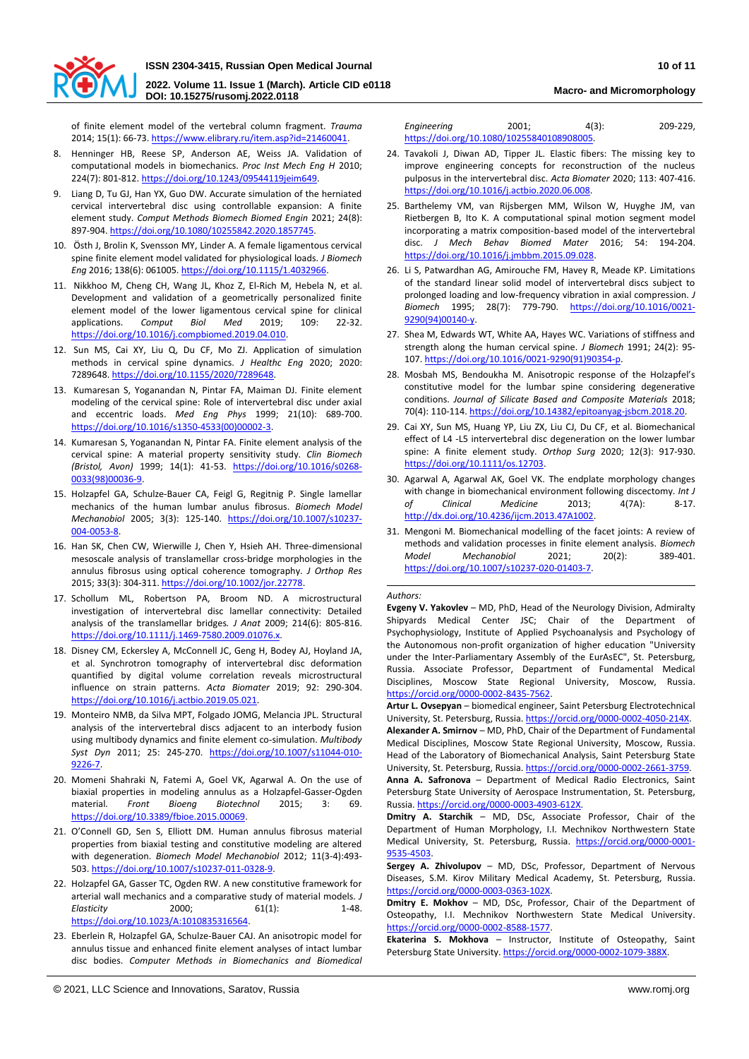of finite element model of the vertebral column fragment. *Trauma* 2014; 15(1): 66-73. https://www.elibrary.ru/item.asp?id=21460041.

8. Henninger HB, Reese SP, Anderson AE, Weiss JA. Validation of computational models in biomechanics. *Proc Inst Mech Eng H* 2010; 224(7): 801-812. https://doi.org/10.1243/09544119jeim649.
9. Liang D, Tu GJ, Han YX, Guo DW. Accurate simulation of the herniated cervical intervertebral disc using controllable expansion: A finite element study. *Comput Methods Biomech Biomed Engin* 2021; 24(8): 897-904. https://doi.org/10.1080/10255842.2020.1857745.
10. Östh J, Brolin K, Svensson MY, Linder A. A female ligamentous cervical spine finite element model validated for physiological loads. *J Biomech Eng* 2016; 138(6): 061005. https://doi.org/10.1115/1.4032966.
11. Nikkhoo M, Cheng CH, Wang JL, Khoz Z, El-Rich M, Hebela N, et al. Development and validation of a geometrically personalized finite element model of the lower ligamentous cervical spine for clinical applications. *Comput Biol Med* 2019; 109: 22-32. https://doi.org/10.1016/j.compbiomed.2019.04.010.
12. Sun MS, Cai XY, Liu Q, Du CF, Mo ZJ. Application of simulation methods in cervical spine dynamics. *J Healthc Eng* 2020; 2020: 7289648. https://doi.org/10.1155/2020/7289648.
13. Kumaresan S, Yoganandan N, Pintar FA, Maiman DJ. Finite element modeling of the cervical spine: Role of intervertebral disc under axial and eccentric loads. *Med Eng Phys* 1999; 21(10): 689-700. https://doi.org/10.1016/s1350-4533(00)00002-3.
14. Kumaresan S, Yoganandan N, Pintar FA. Finite element analysis of the cervical spine: A material property sensitivity study. *Clin Biomech (Bristol, Avon)* 1999; 14(1): 41-53. https://doi.org/10.1016/s0268-0033(98)00036-9.
15. Holzapfel GA, Schulze-Bauer CA, Feigl G, Regitnig P. Single lamellar mechanics of the human lumbar anulus fibrosus. *Biomech Model Mechanobiol* 2005; 3(3): 125-140. https://doi.org/10.1007/s10237-004-0053-8.
16. Han SK, Chen CW, Wierwille J, Chen Y, Hsieh AH. Three-dimensional mesoscale analysis of translamellar cross-bridge morphologies in the annulus fibrosus using optical coherence tomography. *J Orthop Res* 2015; 33(3): 304-311. https://doi.org/10.1002/jor.22778.
17. Schollum ML, Robertson PA, Broom ND. A microstructural investigation of intervertebral disc lamellar connectivity: Detailed analysis of the translamellar bridges. *J Anat* 2009; 214(6): 805-816. https://doi.org/10.1111/j.1469-7580.2009.01076.x.
18. Disney CM, Eckersley A, McConnell JC, Geng H, Bodey AJ, Hoyland JA, et al. Synchrotron tomography of intervertebral disc deformation quantified by digital volume correlation reveals microstructural influence on strain patterns. *Acta Biomater* 2019; 92: 290-304. https://doi.org/10.1016/j.actbio.2019.05.021.
19. Monteiro NMB, da Silva MPT, Folgado JOMG, Melancia JPL. Structural analysis of the intervertebral discs adjacent to an interbody fusion using multibody dynamics and finite element co-simulation. *Multibody Syst Dyn* 2011; 25: 245-270. https://doi.org/10.1007/s11044-010-9226-7.
20. Momeni Shahraki N, Fatemi A, Goel VK, Agarwal A. On the use of biaxial properties in modeling annulus as a Holzapfel-Gasser-Ogden material. *Front Bioeng Biotechnol* 2015; 3: 69. https://doi.org/10.3389/fbioe.2015.00069.
21. O'Connell GD, Sen S, Elliott DM. Human annulus fibrosus material properties from biaxial testing and constitutive modeling are altered with degeneration. *Biomech Model Mechanobiol* 2012; 11(3-4):493-503. https://doi.org/10.1007/s10237-011-0328-9.
22. Holzapfel GA, Gasser TC, Ogden RW. A new constitutive framework for arterial wall mechanics and a comparative study of material models. *J Elasticity* 2000; 61(1): 1-48. https://doi.org/10.1023/A:1010835316564.
23. Eberlein R, Holzapfel GA, Schulze-Bauer CAJ. An anisotropic model for annulus tissue and enhanced finite element analyses of intact lumbar disc bodies. *Computer Methods in Biomechanics and Biomedical Engineering* 2001; 4(3): 209-229, https://doi.org/10.1080/10255840108908005.
24. Tavakoli J, Diwan AD, Tipper JL. Elastic fibers: The missing key to improve engineering concepts for reconstruction of the nucleus pulposus in the intervertebral disc. *Acta Biomater* 2020; 113: 407-416. https://doi.org/10.1016/j.actbio.2020.06.008.
25. Barthelemy VM, van Rijsbergen MM, Wilson W, Huyghe JM, van Rietbergen B, Ito K. A computational spinal motion segment model incorporating a matrix composition-based model of the intervertebral disc. *J Mech Behav Biomed Mater* 2016; 54: 194-204. https://doi.org/10.1016/j.jmbbm.2015.09.028.
26. Li S, Patwardhan AG, Amirouche FM, Havey R, Meade KP. Limitations of the standard linear solid model of intervertebral discs subject to prolonged loading and low-frequency vibration in axial compression. *J Biomech* 1995; 28(7): 779-790. https://doi.org/10.1016/0021-9290(94)00140-y.
27. Shea M, Edwards WT, White AA, Hayes WC. Variations of stiffness and strength along the human cervical spine. *J Biomech* 1991; 24(2): 95-107. https://doi.org/10.1016/0021-9290(91)90354-p.
28. Mosbah MS, Bendoukha M. Anisotropic response of the Holzapfel's constitutive model for the lumbar spine considering degenerative conditions. *Journal of Silicate Based and Composite Materials* 2018; 70(4): 110-114. https://doi.org/10.14382/epitoanyag-jsbcm.2018.20.
29. Cai XY, Sun MS, Huang YP, Liu ZX, Liu CJ, Du CF, et al. Biomechanical effect of L4 -L5 intervertebral disc degeneration on the lower lumbar spine: A finite element study. *Orthop Surg* 2020; 12(3): 917-930. https://doi.org/10.1111/os.12703.
30. Agarwal A, Agarwal AK, Goel VK. The endplate morphology changes with change in biomechanical environment following discectomy. *Int J of Clinical Medicine* 2013; 4(7A): 8-17. http://dx.doi.org/10.4236/ijcm.2013.47A1002.
31. Mengoni M. Biomechanical modelling of the facet joints: A review of methods and validation processes in finite element analysis. *Biomech Model Mechanobiol* 2021; 20(2): 389-401. https://doi.org/10.1007/s10237-020-01403-7.

---

*Authors:*

**Evgeny V. Yakovlev** – MD, PhD, Head of the Neurology Division, Admiralty Shipyards Medical Center JSC; Chair of the Department of Psychophysiology, Institute of Applied Psychoanalysis and Psychology of the Autonomous non-profit organization of higher education "University under the Inter-Parliamentary Assembly of the EurAsEC", St. Petersburg, Russia. Associate Professor, Department of Fundamental Medical Disciplines, Moscow State Regional University, Moscow, Russia. https://orcid.org/0000-0002-8435-7562.

**Artur L. Ovsepyan** – biomedical engineer, Saint Petersburg Electrotechnical University, St. Petersburg, Russia. https://orcid.org/0000-0002-4050-214X.

**Alexander A. Smirnov** – MD, PhD, Chair of the Department of Fundamental Medical Disciplines, Moscow State Regional University, Moscow, Russia. Head of the Laboratory of Biomechanical Analysis, Saint Petersburg State University, St. Petersburg, Russia. https://orcid.org/0000-0002-2661-3759.

**Anna A. Safronova** – Department of Medical Radio Electronics, Saint Petersburg State University of Aerospace Instrumentation, St. Petersburg, Russia. https://orcid.org/0000-0003-4903-612X.

**Dmitry A. Starchik** – MD, DSc, Associate Professor, Chair of the Department of Human Morphology, I.I. Mechnikov Northwestern State Medical University, St. Petersburg, Russia. https://orcid.org/0000-0001-9535-4503.

**Sergey A. Zhivolupov** – MD, DSc, Professor, Department of Nervous Diseases, S.M. Kirov Military Medical Academy, St. Petersburg, Russia. https://orcid.org/0000-0003-0363-102X.

**Dmitry E. Mokhov** – MD, DSc, Professor, Chair of the Department of Osteopathy, I.I. Mechnikov Northwestern State Medical University. https://orcid.org/0000-0002-8588-1577.

**Ekaterina S. Mokhova** – Instructor, Institute of Osteopathy, Saint Petersburg State University. https://orcid.org/0000-0002-1079-388X.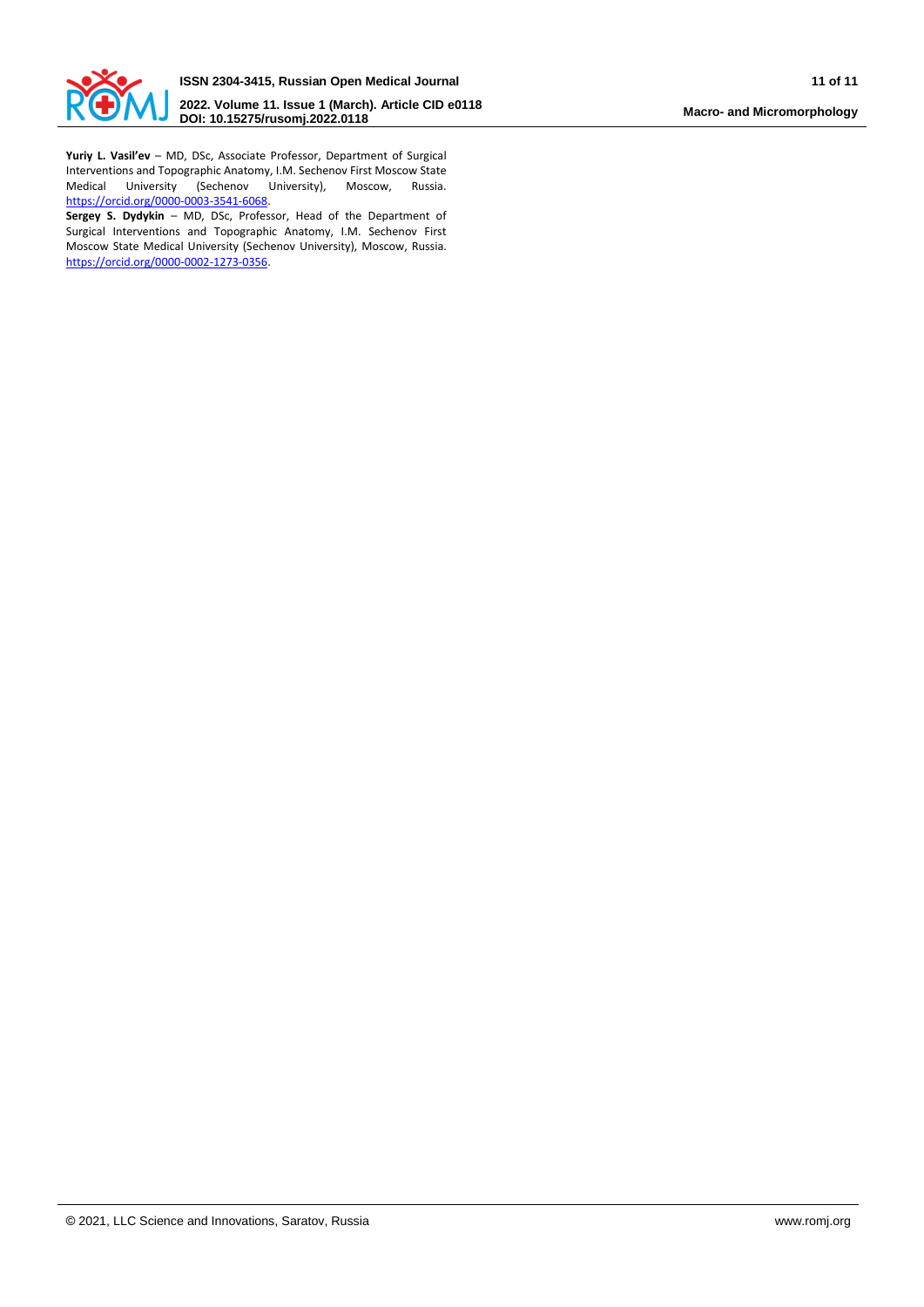**Yuriy L. Vasil'ev** – MD, DSc, Associate Professor, Department of Surgical Interventions and Topographic Anatomy, I.M. Sechenov First Moscow State Medical University (Sechenov University), Moscow, Russia. https://orcid.org/0000-0003-3541-6068.

**Sergey S. Dydykin** – MD, DSc, Professor, Head of the Department of Surgical Interventions and Topographic Anatomy, I.M. Sechenov First Moscow State Medical University (Sechenov University), Moscow, Russia. https://orcid.org/0000-0002-1273-0356.